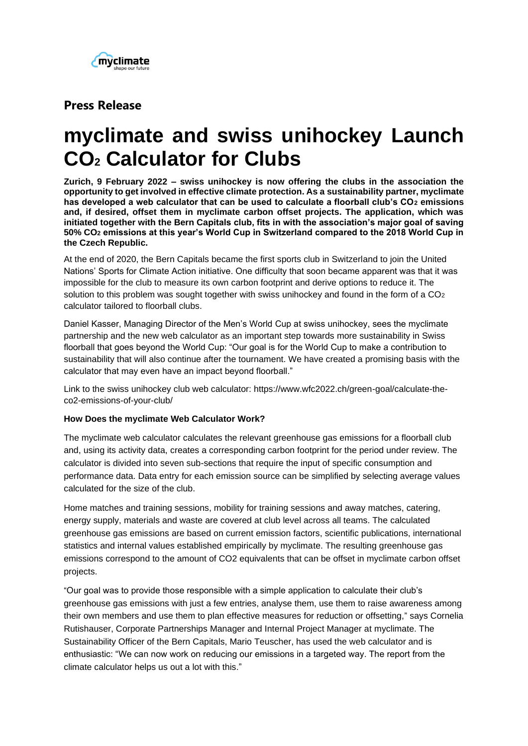Press Release

# myclimate and swiss unihockey Launch $CO_2$ Calculator for Clubs

**Zurich, 9 February 2022 – swiss unihockey is now offering the clubs in the association the opportunity to get involved in effective climate protection. As a sustainability partner, myclimate has developed a web calculator that can be used to calculate a floorball club's $CO_2$ emissions and, if desired, offset them in myclimate carbon offset projects. The application, which was initiated together with the Bern Capitals club, fits in with the association's major goal of saving 50% $CO_2$ emissions at this year's World Cup in Switzerland compared to the 2018 World Cup in the Czech Republic.**

At the end of 2020, the Bern Capitals became the first sports club in Switzerland to join the United Nations' Sports for Climate Action initiative. One difficulty that soon became apparent was that it was impossible for the club to measure its own carbon footprint and derive options to reduce it. The solution to this problem was sought together with swiss unihockey and found in the form of a $CO_2$ calculator tailored to floorball clubs.

Daniel Kasser, Managing Director of the Men's World Cup at swiss unihockey, sees the myclimate partnership and the new web calculator as an important step towards more sustainability in Swiss floorball that goes beyond the World Cup: "Our goal is for the World Cup to make a contribution to sustainability that will also continue after the tournament. We have created a promising basis with the calculator that may even have an impact beyond floorball."

Link to the swiss unihockey club web calculator: https://www.wfc2022.ch/green-goal/calculate-the-co2-emissions-of-your-club/

**How Does the myclimate Web Calculator Work?**

The myclimate web calculator calculates the relevant greenhouse gas emissions for a floorball club and, using its activity data, creates a corresponding carbon footprint for the period under review. The calculator is divided into seven sub-sections that require the input of specific consumption and performance data. Data entry for each emission source can be simplified by selecting average values calculated for the size of the club.

Home matches and training sessions, mobility for training sessions and away matches, catering, energy supply, materials and waste are covered at club level across all teams. The calculated greenhouse gas emissions are based on current emission factors, scientific publications, international statistics and internal values established empirically by myclimate. The resulting greenhouse gas emissions correspond to the amount of CO2 equivalents that can be offset in myclimate carbon offset projects.

"Our goal was to provide those responsible with a simple application to calculate their club's greenhouse gas emissions with just a few entries, analyse them, use them to raise awareness among their own members and use them to plan effective measures for reduction or offsetting," says Cornelia Rutishauser, Corporate Partnerships Manager and Internal Project Manager at myclimate. The Sustainability Officer of the Bern Capitals, Mario Teuscher, has used the web calculator and is enthusiastic: "We can now work on reducing our emissions in a targeted way. The report from the climate calculator helps us out a lot with this."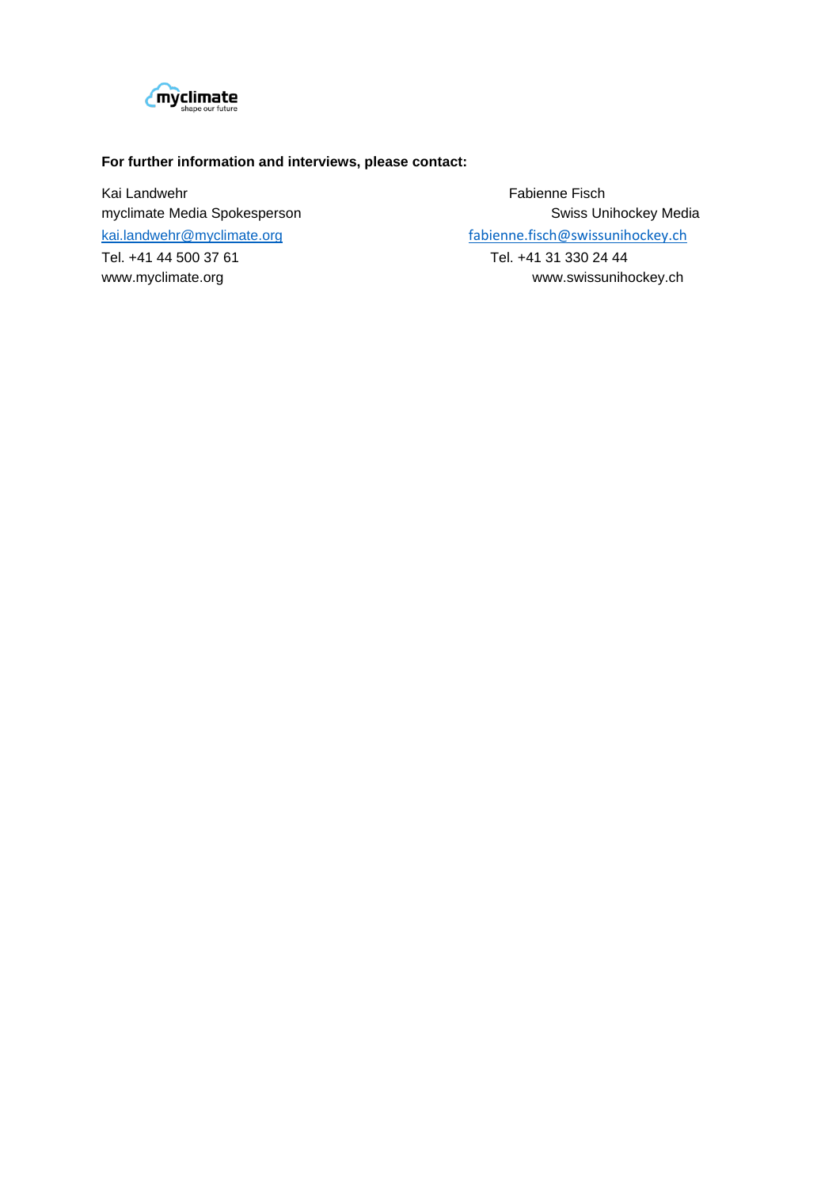**For further information and interviews, please contact:**

Kai Landwehr
myclimate Media Spokesperson
kai.landwehr@myclimate.org
Tel. +41 44 500 37 61
www.myclimate.org

Fabienne Fisch
Swiss Unihockey Media
fabienne.fisch@swissunihockey.ch
Tel. +41 31 330 24 44
www.swissunihockey.ch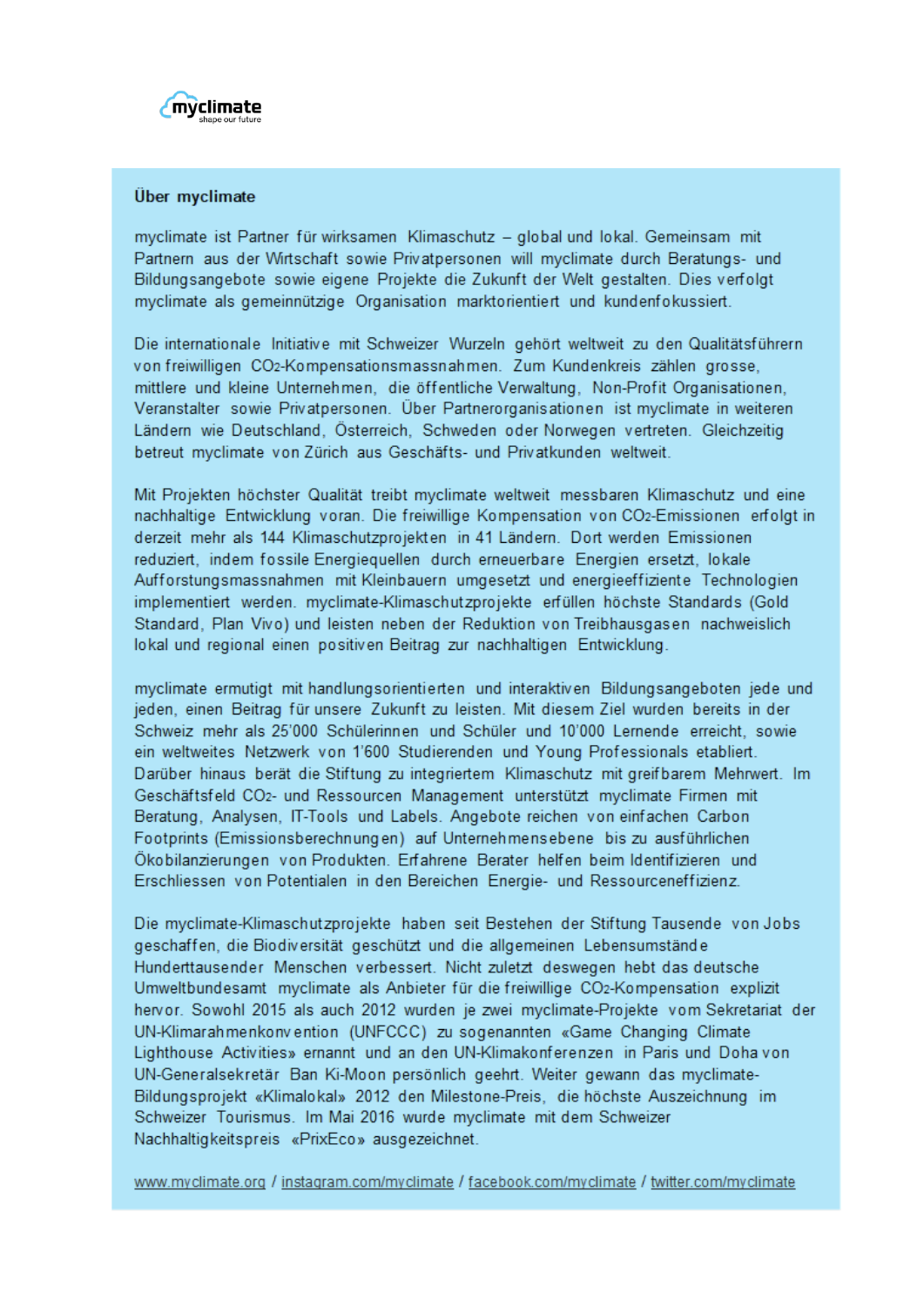myclimate

shape our future

**Über myclimate**

myclimate ist Partner für wirksamen Klimaschutz – global und lokal. Gemeinsam mit Partnern aus der Wirtschaft sowie Privatpersonen will myclimate durch Beratungs- und Bildungsangebote sowie eigene Projekte die Zukunft der Welt gestalten. Dies verfolgt myclimate als gemeinnützige Organisation marktorientiert und kundenfokussiert.

Die internationale Initiative mit Schweizer Wurzeln gehört weltweit zu den Qualitätsführern von freiwilligen $CO_2$-Kompensationsmassnahmen. Zum Kundenkreis zählen grosse, mittlere und kleine Unternehmen, die öffentliche Verwaltung, Non-Profit Organisationen, Veranstalter sowie Privatpersonen. Über Partnerorganisationen ist myclimate in weiteren Ländern wie Deutschland, Österreich, Schweden oder Norwegen vertreten. Gleichzeitig betreut myclimate von Zürich aus Geschäfts- und Privatkunden weltweit.

Mit Projekten höchster Qualität treibt myclimate weltweit messbaren Klimaschutz und eine nachhaltige Entwicklung voran. Die freiwillige Kompensation von $CO_2$-Emissionen erfolgt in derzeit mehr als 144 Klimaschutzprojekten in 41 Ländern. Dort werden Emissionen reduziert, indem fossile Energiequellen durch erneuerbare Energien ersetzt, lokale Aufforstungsmassnahmen mit Kleinbauern umgesetzt und energieeffiziente Technologien implementiert werden. myclimate-Klimaschutzprojekte erfüllen höchste Standards (Gold Standard, Plan Vivo) und leisten neben der Reduktion von Treibhausgasen nachweislich lokal und regional einen positiven Beitrag zur nachhaltigen Entwicklung.

myclimate ermutigt mit handlungsorientierten und interaktiven Bildungsangeboten jede und jeden, einen Beitrag für unsere Zukunft zu leisten. Mit diesem Ziel wurden bereits in der Schweiz mehr als 25'000 Schülerinnen und Schüler und 10'000 Lernende erreicht, sowie ein weltweites Netzwerk von 1'600 Studierenden und Young Professionals etabliert. Darüber hinaus berät die Stiftung zu integriertem Klimaschutz mit greifbarem Mehrwert. Im Geschäftsfeld $CO_2$- und Ressourcen Management unterstützt myclimate Firmen mit Beratung, Analysen, IT-Tools und Labels. Angebote reichen von einfachen Carbon Footprints (Emissionsberechnungen) auf Unternehmensebene bis zu ausführlichen Ökobilanzierungen von Produkten. Erfahrene Berater helfen beim Identifizieren und Erschliessen von Potentialen in den Bereichen Energie- und Ressourceneffizienz.

Die myclimate-Klimaschutzprojekte haben seit Bestehen der Stiftung Tausende von Jobs geschaffen, die Biodiversität geschützt und die allgemeinen Lebensumstände Hunderttausender Menschen verbessert. Nicht zuletzt deswegen hebt das deutsche Umweltbundesamt myclimate als Anbieter für die freiwillige $CO_2$-Kompensation explizit hervor. Sowohl 2015 als auch 2012 wurden je zwei myclimate-Projekte vom Sekretariat der UN-Klimarahmenkonvention (UNFCCC) zu sogenannten «Game Changing Climate Lighthouse Activities» ernannt und an den UN-Klimakonferenzen in Paris und Doha von UN-Generalsekretär Ban Ki-Moon persönlich geehrt. Weiter gewann das myclimate-Bildungsprojekt «Klimalokal» 2012 den Milestone-Preis, die höchste Auszeichnung im Schweizer Tourismus. Im Mai 2016 wurde myclimate mit dem Schweizer Nachhaltigkeitspreis «PrixEco» ausgezeichnet.

www.myclimate.org / instagram.com/myclimate / facebook.com/myclimate / twitter.com/myclimate